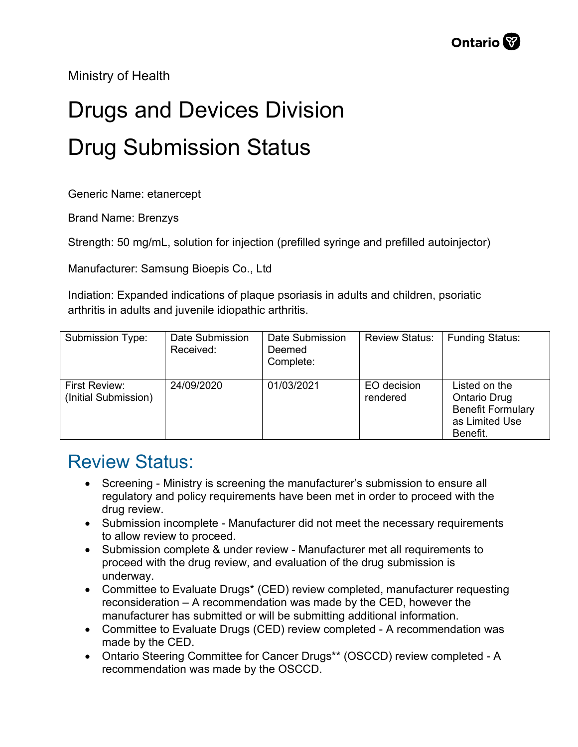Ministry of Health

# Drugs and Devices Division

# Drug Submission Status

Generic Name: etanercept

Brand Name: Brenzys

Strength: 50 mg/mL, solution for injection (prefilled syringe and prefilled autoinjector)

Manufacturer: Samsung Bioepis Co., Ltd

Indiation: Expanded indications of plaque psoriasis in adults and children, psoriatic arthritis in adults and juvenile idiopathic arthritis.

| Submission Type: | Date Submission Received: | Date Submission Deemed Complete: | Review Status: | Funding Status: |
|---|---|---|---|---|
| First Review: (Initial Submission) | 24/09/2020 | 01/03/2021 | EO decision rendered | Listed on the Ontario Drug Benefit Formulary as Limited Use Benefit. |

## Review Status:

- Screening - Ministry is screening the manufacturer's submission to ensure all regulatory and policy requirements have been met in order to proceed with the drug review.
- Submission incomplete - Manufacturer did not meet the necessary requirements to allow review to proceed.
- Submission complete & under review - Manufacturer met all requirements to proceed with the drug review, and evaluation of the drug submission is underway.
- Committee to Evaluate Drugs* (CED) review completed, manufacturer requesting reconsideration – A recommendation was made by the CED, however the manufacturer has submitted or will be submitting additional information.
- Committee to Evaluate Drugs (CED) review completed - A recommendation was made by the CED.
- Ontario Steering Committee for Cancer Drugs** (OSCCD) review completed - A recommendation was made by the OSCCD.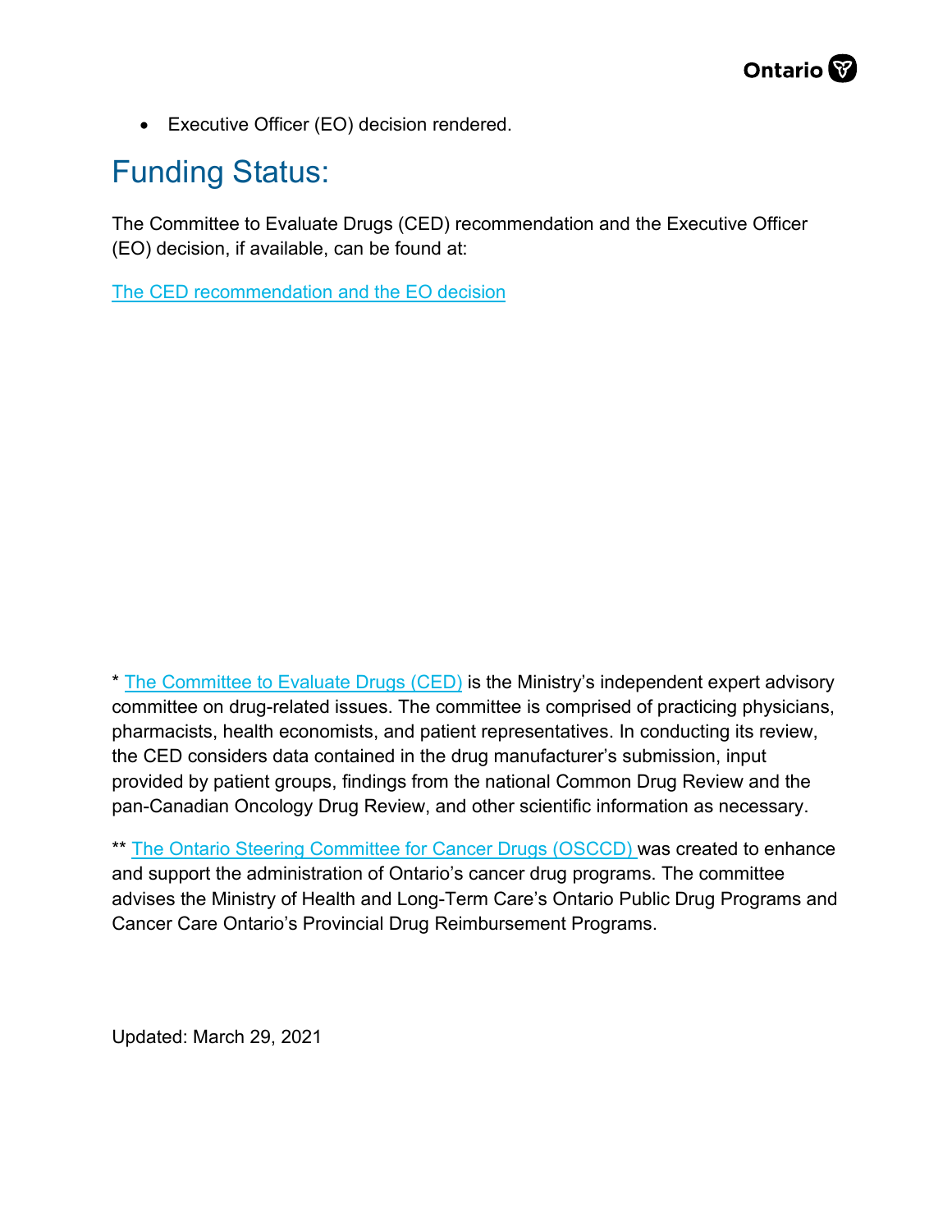- Executive Officer (EO) decision rendered.

## Funding Status:

The Committee to Evaluate Drugs (CED) recommendation and the Executive Officer (EO) decision, if available, can be found at:

The CED recommendation and the EO decision

* The Committee to Evaluate Drugs (CED) is the Ministry's independent expert advisory committee on drug-related issues. The committee is comprised of practicing physicians, pharmacists, health economists, and patient representatives. In conducting its review, the CED considers data contained in the drug manufacturer's submission, input provided by patient groups, findings from the national Common Drug Review and the pan-Canadian Oncology Drug Review, and other scientific information as necessary.

** The Ontario Steering Committee for Cancer Drugs (OSCCD) was created to enhance and support the administration of Ontario's cancer drug programs. The committee advises the Ministry of Health and Long-Term Care's Ontario Public Drug Programs and Cancer Care Ontario's Provincial Drug Reimbursement Programs.

Updated: March 29, 2021